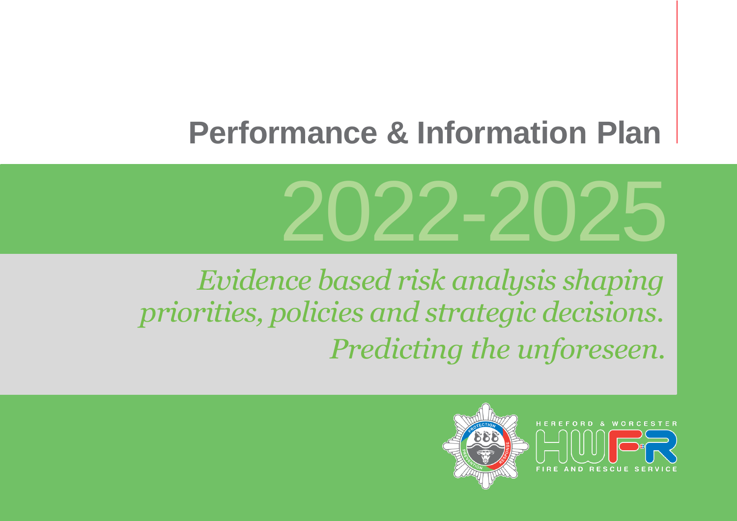# Performance & Information Plan

# 2022-2025

*Evidence based risk analysis shaping priorities, policies and strategic decisions.*

*Predicting the unforeseen.*

HEREFORD & WORCESTER

HWFR

FIRE AND RESCUE SERVICE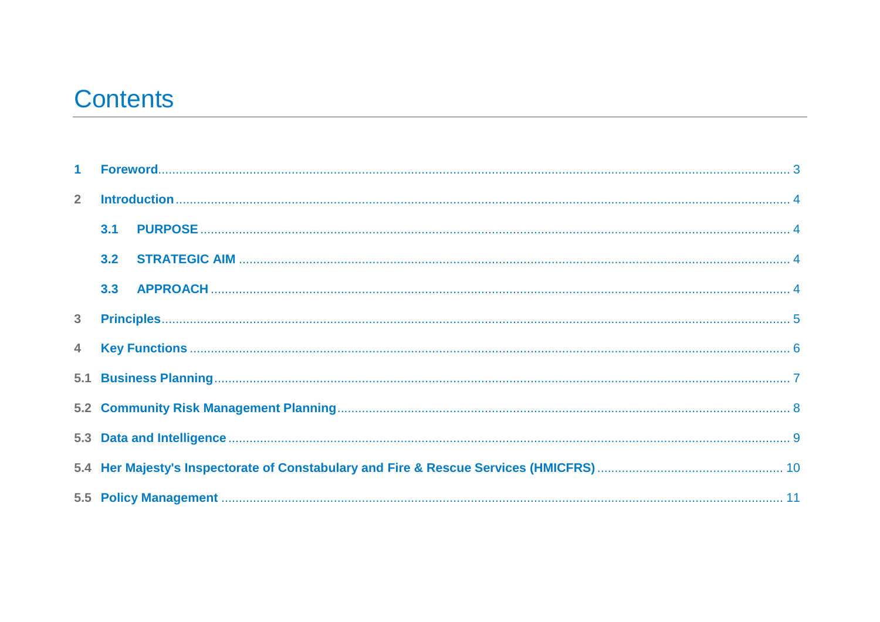# Contents

1 **Foreword** ..... 3

2 **Introduction** ..... 4

  **3.1 PURPOSE** ..... 4

  **3.2 STRATEGIC AIM** ..... 4

  **3.3 APPROACH** ..... 4

3 **Principles** ..... 5

4 **Key Functions** ..... 6

5.1 **Business Planning** ..... 7

5.2 **Community Risk Management Planning** ..... 8

5.3 **Data and Intelligence** ..... 9

5.4 **Her Majesty's Inspectorate of Constabulary and Fire & Rescue Services (HMICFRS)** ..... 10

5.5 **Policy Management** ..... 11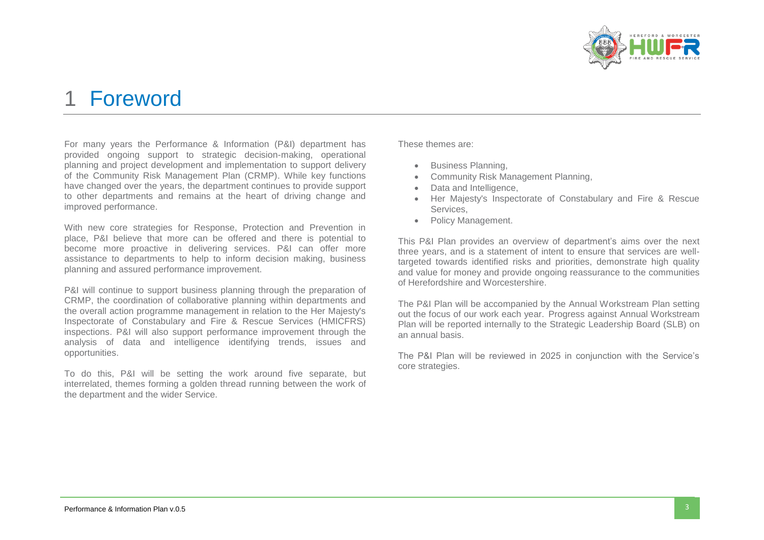# 1 Foreword

For many years the Performance & Information (P&I) department has provided ongoing support to strategic decision-making, operational planning and project development and implementation to support delivery of the Community Risk Management Plan (CRMP). While key functions have changed over the years, the department continues to provide support to other departments and remains at the heart of driving change and improved performance.

With new core strategies for Response, Protection and Prevention in place, P&I believe that more can be offered and there is potential to become more proactive in delivering services. P&I can offer more assistance to departments to help to inform decision making, business planning and assured performance improvement.

P&I will continue to support business planning through the preparation of CRMP, the coordination of collaborative planning within departments and the overall action programme management in relation to the Her Majesty's Inspectorate of Constabulary and Fire & Rescue Services (HMICFRS) inspections. P&I will also support performance improvement through the analysis of data and intelligence identifying trends, issues and opportunities.

To do this, P&I will be setting the work around five separate, but interrelated, themes forming a golden thread running between the work of the department and the wider Service.

These themes are:

- Business Planning,
- Community Risk Management Planning,
- Data and Intelligence,
- Her Majesty's Inspectorate of Constabulary and Fire & Rescue Services,
- Policy Management.

This P&I Plan provides an overview of department's aims over the next three years, and is a statement of intent to ensure that services are well-targeted towards identified risks and priorities, demonstrate high quality and value for money and provide ongoing reassurance to the communities of Herefordshire and Worcestershire.

The P&I Plan will be accompanied by the Annual Workstream Plan setting out the focus of our work each year. Progress against Annual Workstream Plan will be reported internally to the Strategic Leadership Board (SLB) on an annual basis.

The P&I Plan will be reviewed in 2025 in conjunction with the Service's core strategies.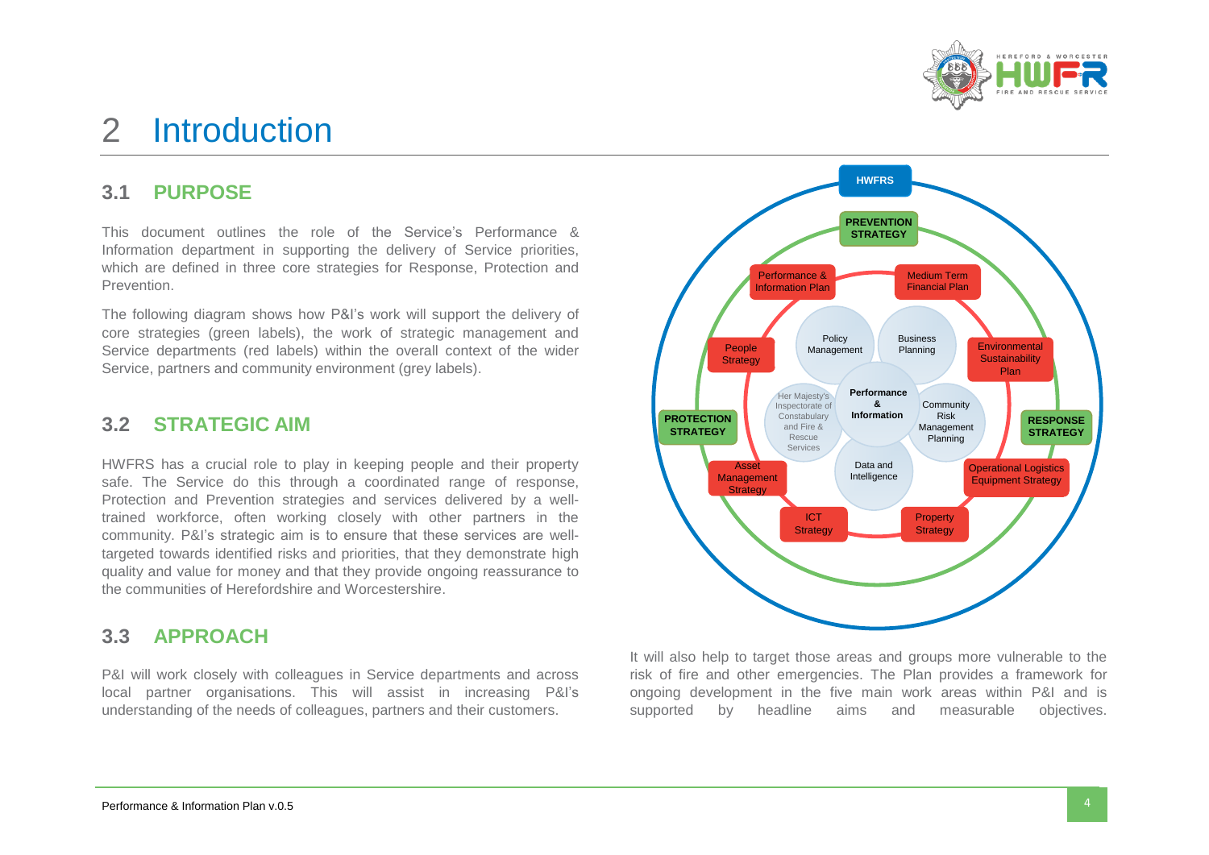# 2 Introduction

## 3.1 PURPOSE

This document outlines the role of the Service's Performance & Information department in supporting the delivery of Service priorities, which are defined in three core strategies for Response, Protection and Prevention.

The following diagram shows how P&I's work will support the delivery of core strategies (green labels), the work of strategic management and Service departments (red labels) within the overall context of the wider Service, partners and community environment (grey labels).

## 3.2 STRATEGIC AIM

HWFRS has a crucial role to play in keeping people and their property safe. The Service do this through a coordinated range of response, Protection and Prevention strategies and services delivered by a well-trained workforce, often working closely with other partners in the community. P&I's strategic aim is to ensure that these services are well-targeted towards identified risks and priorities, that they demonstrate high quality and value for money and that they provide ongoing reassurance to the communities of Herefordshire and Worcestershire.

## 3.3 APPROACH

P&I will work closely with colleagues in Service departments and across local partner organisations. This will assist in increasing P&I's understanding of the needs of colleagues, partners and their customers.

HWFRS

PREVENTION STRATEGY

Performance & Information Plan

Medium Term Financial Plan

People Strategy

Policy Management

Business Planning

Environmental Sustainability Plan

PROTECTION STRATEGY

Her Majesty's Inspectorate of Constabulary and Fire & Rescue Services

Performance & Information

Community Risk Management Planning

RESPONSE STRATEGY

Asset Management Strategy

Data and Intelligence

Operational Logistics Equipment Strategy

ICT Strategy

Property Strategy

It will also help to target those areas and groups more vulnerable to the risk of fire and other emergencies. The Plan provides a framework for ongoing development in the five main work areas within P&I and is supported by headline aims and measurable objectives.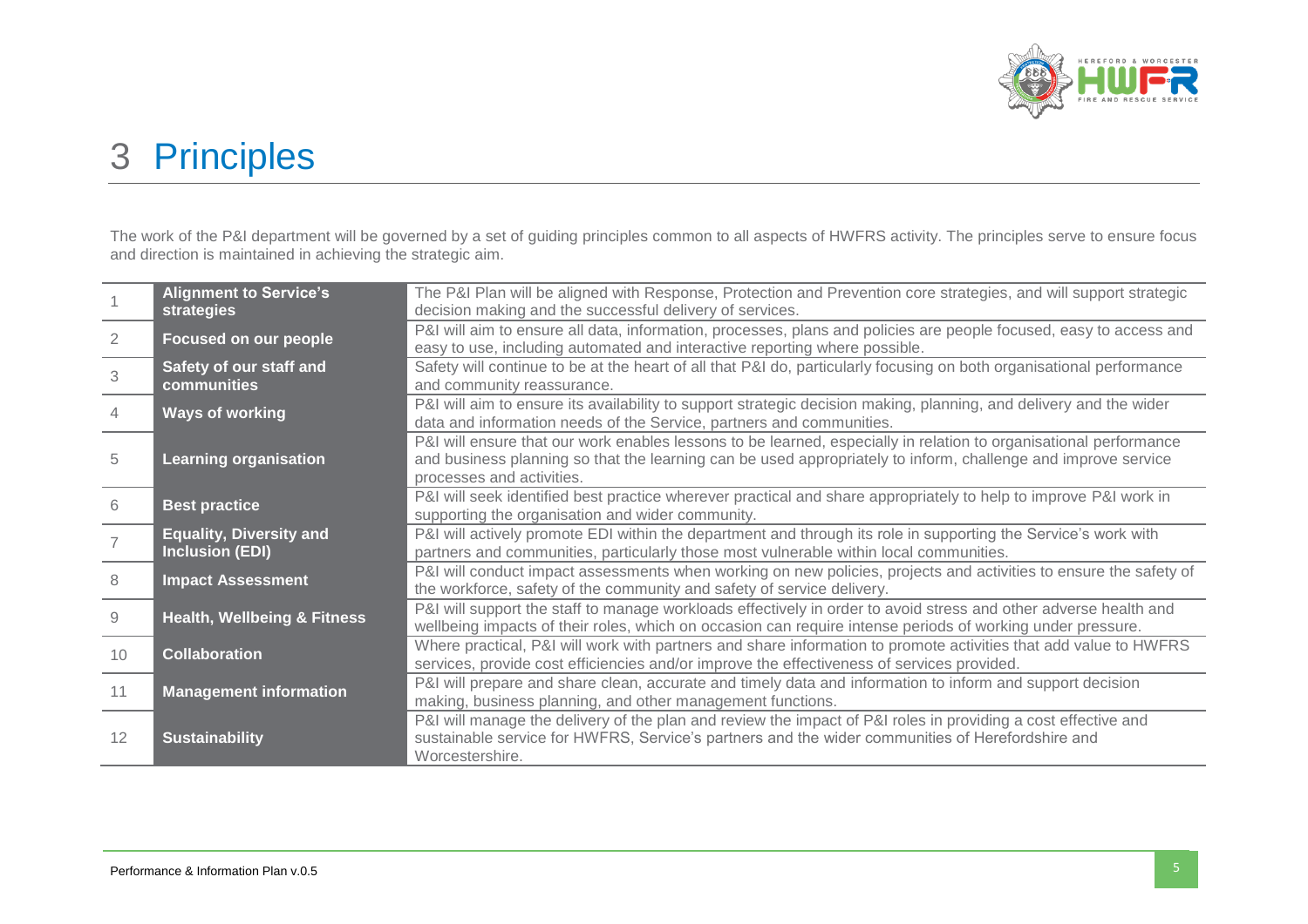# 3 Principles

The work of the P&I department will be governed by a set of guiding principles common to all aspects of HWFRS activity. The principles serve to ensure focus and direction is maintained in achieving the strategic aim.

| | | |
|---|---|---|
| 1 | **Alignment to Service's strategies** | The P&I Plan will be aligned with Response, Protection and Prevention core strategies, and will support strategic decision making and the successful delivery of services. |
| 2 | **Focused on our people** | P&I will aim to ensure all data, information, processes, plans and policies are people focused, easy to access and easy to use, including automated and interactive reporting where possible. |
| 3 | **Safety of our staff and communities** | Safety will continue to be at the heart of all that P&I do, particularly focusing on both organisational performance and community reassurance. |
| 4 | **Ways of working** | P&I will aim to ensure its availability to support strategic decision making, planning, and delivery and the wider data and information needs of the Service, partners and communities. |
| 5 | **Learning organisation** | P&I will ensure that our work enables lessons to be learned, especially in relation to organisational performance and business planning so that the learning can be used appropriately to inform, challenge and improve service processes and activities. |
| 6 | **Best practice** | P&I will seek identified best practice wherever practical and share appropriately to help to improve P&I work in supporting the organisation and wider community. |
| 7 | **Equality, Diversity and Inclusion (EDI)** | P&I will actively promote EDI within the department and through its role in supporting the Service's work with partners and communities, particularly those most vulnerable within local communities. |
| 8 | **Impact Assessment** | P&I will conduct impact assessments when working on new policies, projects and activities to ensure the safety of the workforce, safety of the community and safety of service delivery. |
| 9 | **Health, Wellbeing & Fitness** | P&I will support the staff to manage workloads effectively in order to avoid stress and other adverse health and wellbeing impacts of their roles, which on occasion can require intense periods of working under pressure. |
| 10 | **Collaboration** | Where practical, P&I will work with partners and share information to promote activities that add value to HWFRS services, provide cost efficiencies and/or improve the effectiveness of services provided. |
| 11 | **Management information** | P&I will prepare and share clean, accurate and timely data and information to inform and support decision making, business planning, and other management functions. |
| 12 | **Sustainability** | P&I will manage the delivery of the plan and review the impact of P&I roles in providing a cost effective and sustainable service for HWFRS, Service's partners and the wider communities of Herefordshire and Worcestershire. |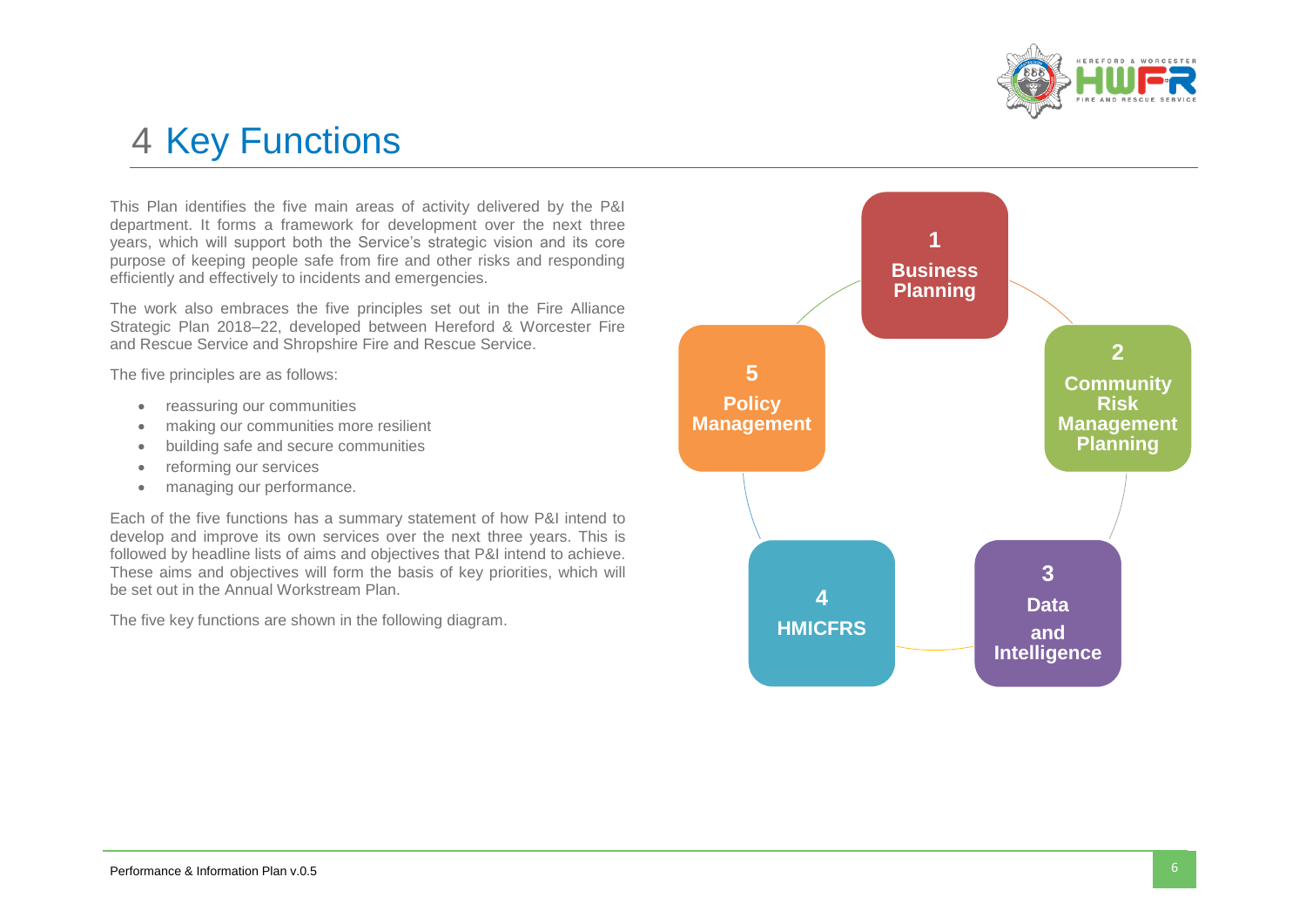# 4 Key Functions

This Plan identifies the five main areas of activity delivered by the P&I department. It forms a framework for development over the next three years, which will support both the Service's strategic vision and its core purpose of keeping people safe from fire and other risks and responding efficiently and effectively to incidents and emergencies.

The work also embraces the five principles set out in the Fire Alliance Strategic Plan 2018–22, developed between Hereford & Worcester Fire and Rescue Service and Shropshire Fire and Rescue Service.

The five principles are as follows:

- reassuring our communities
- making our communities more resilient
- building safe and secure communities
- reforming our services
- managing our performance.

Each of the five functions has a summary statement of how P&I intend to develop and improve its own services over the next three years. This is followed by headline lists of aims and objectives that P&I intend to achieve. These aims and objectives will form the basis of key priorities, which will be set out in the Annual Workstream Plan.

The five key functions are shown in the following diagram.

**1 Business Planning**

**2 Community Risk Management Planning**

**3 Data and Intelligence**

**4 HMICFRS**

**5 Policy Management**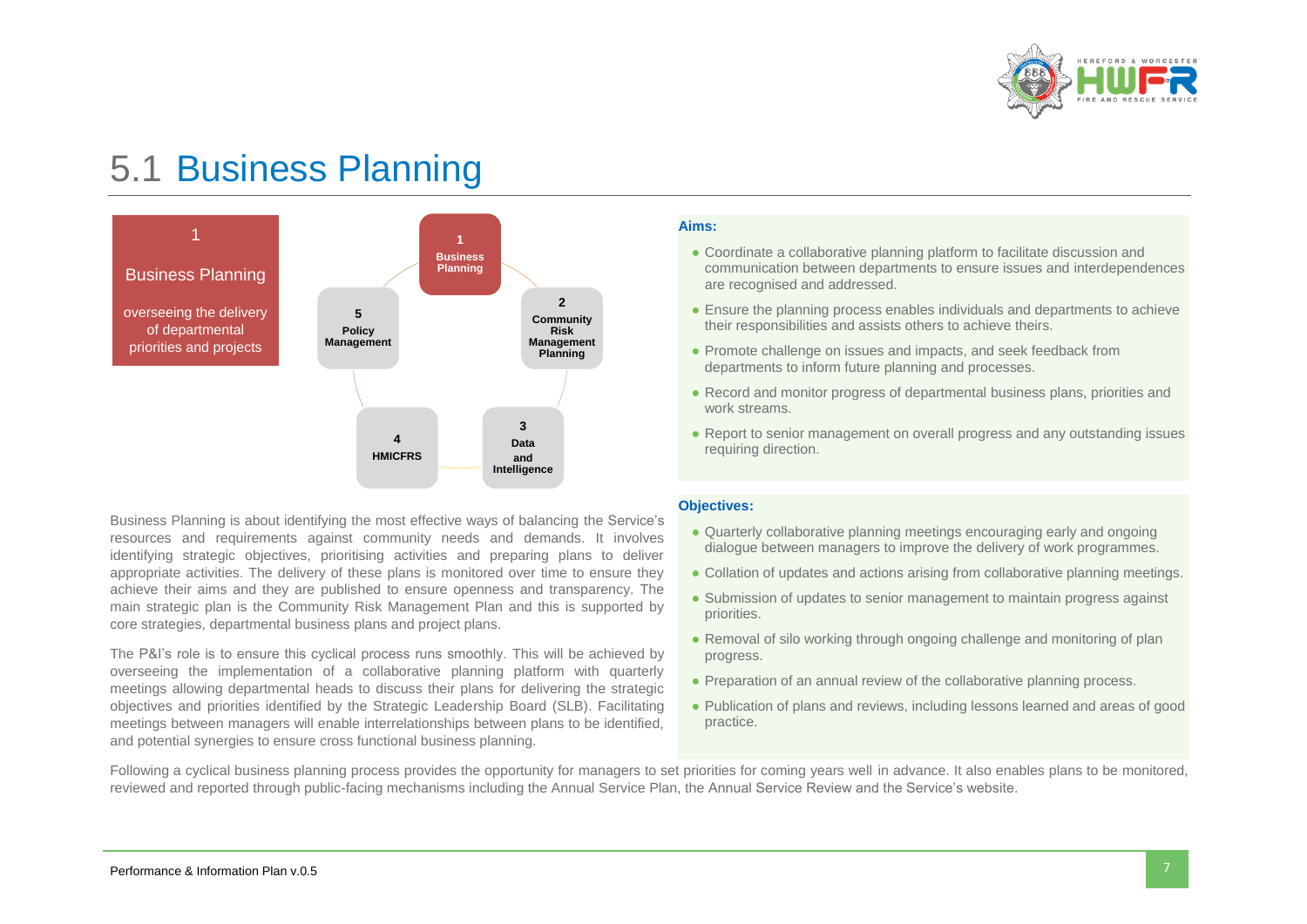# 5.1 Business Planning

1

Business Planning

overseeing the delivery of departmental priorities and projects

1 Business Planning

2 Community Risk Management Planning

3 Data and Intelligence

4 HMICFRS

5 Policy Management

Business Planning is about identifying the most effective ways of balancing the Service's resources and requirements against community needs and demands. It involves identifying strategic objectives, prioritising activities and preparing plans to deliver appropriate activities. The delivery of these plans is monitored over time to ensure they achieve their aims and they are published to ensure openness and transparency. The main strategic plan is the Community Risk Management Plan and this is supported by core strategies, departmental business plans and project plans.

The P&I's role is to ensure this cyclical process runs smoothly. This will be achieved by overseeing the implementation of a collaborative planning platform with quarterly meetings allowing departmental heads to discuss their plans for delivering the strategic objectives and priorities identified by the Strategic Leadership Board (SLB). Facilitating meetings between managers will enable interrelationships between plans to be identified, and potential synergies to ensure cross functional business planning.

**Aims:**

- Coordinate a collaborative planning platform to facilitate discussion and communication between departments to ensure issues and interdependences are recognised and addressed.
- Ensure the planning process enables individuals and departments to achieve their responsibilities and assists others to achieve theirs.
- Promote challenge on issues and impacts, and seek feedback from departments to inform future planning and processes.
- Record and monitor progress of departmental business plans, priorities and work streams.
- Report to senior management on overall progress and any outstanding issues requiring direction.

**Objectives:**

- Quarterly collaborative planning meetings encouraging early and ongoing dialogue between managers to improve the delivery of work programmes.
- Collation of updates and actions arising from collaborative planning meetings.
- Submission of updates to senior management to maintain progress against priorities.
- Removal of silo working through ongoing challenge and monitoring of plan progress.
- Preparation of an annual review of the collaborative planning process.
- Publication of plans and reviews, including lessons learned and areas of good practice.

Following a cyclical business planning process provides the opportunity for managers to set priorities for coming years well in advance. It also enables plans to be monitored, reviewed and reported through public-facing mechanisms including the Annual Service Plan, the Annual Service Review and the Service's website.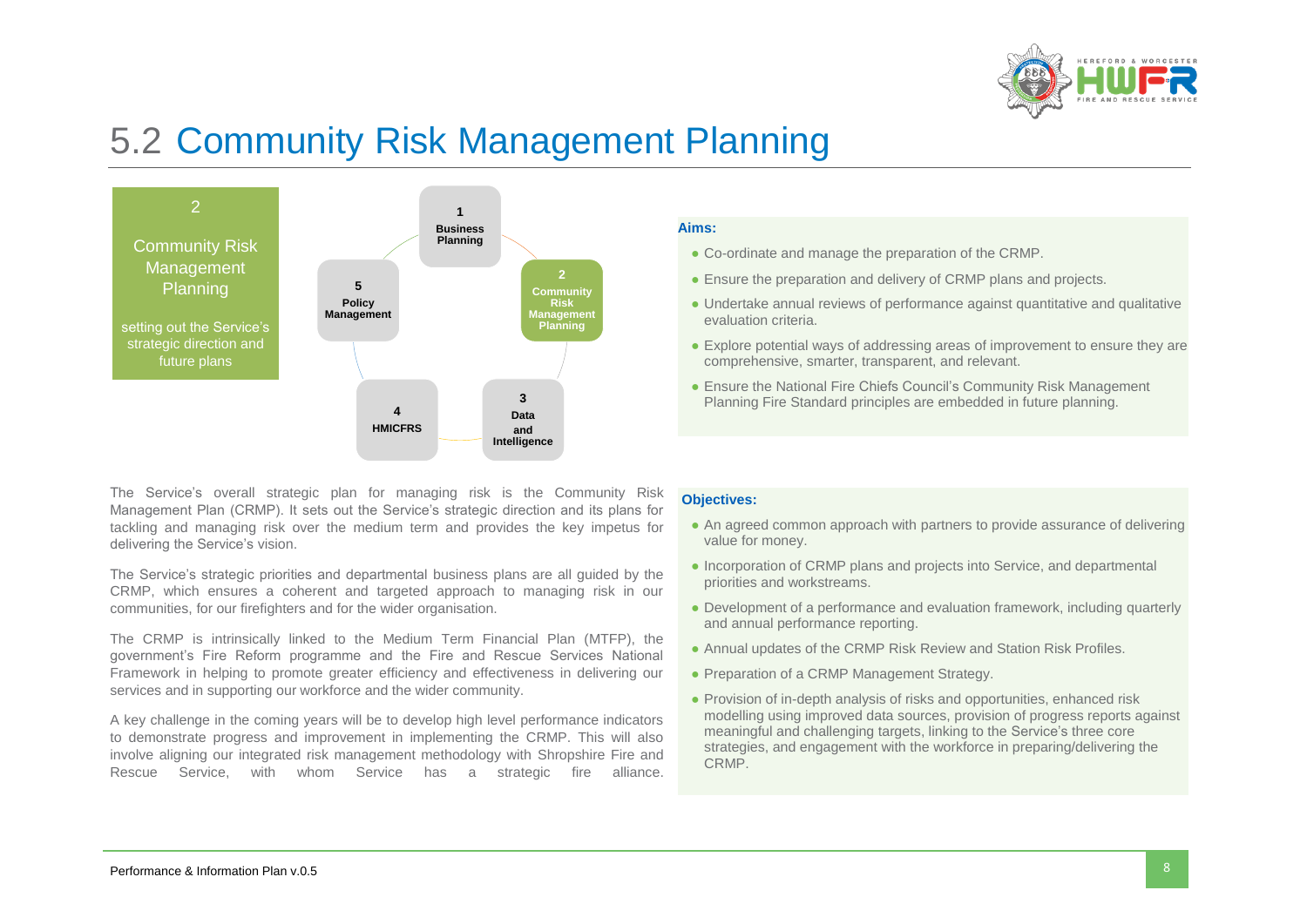# 5.2 Community Risk Management Planning

2

Community Risk Management Planning

setting out the Service's strategic direction and future plans

1 Business Planning

2 Community Risk Management Planning

3 Data and Intelligence

4 HMICFRS

5 Policy Management

**Aims:**

- Co-ordinate and manage the preparation of the CRMP.
- Ensure the preparation and delivery of CRMP plans and projects.
- Undertake annual reviews of performance against quantitative and qualitative evaluation criteria.
- Explore potential ways of addressing areas of improvement to ensure they are comprehensive, smarter, transparent, and relevant.
- Ensure the National Fire Chiefs Council's Community Risk Management Planning Fire Standard principles are embedded in future planning.

The Service's overall strategic plan for managing risk is the Community Risk Management Plan (CRMP). It sets out the Service's strategic direction and its plans for tackling and managing risk over the medium term and provides the key impetus for delivering the Service's vision.

The Service's strategic priorities and departmental business plans are all guided by the CRMP, which ensures a coherent and targeted approach to managing risk in our communities, for our firefighters and for the wider organisation.

The CRMP is intrinsically linked to the Medium Term Financial Plan (MTFP), the government's Fire Reform programme and the Fire and Rescue Services National Framework in helping to promote greater efficiency and effectiveness in delivering our services and in supporting our workforce and the wider community.

A key challenge in the coming years will be to develop high level performance indicators to demonstrate progress and improvement in implementing the CRMP. This will also involve aligning our integrated risk management methodology with Shropshire Fire and Rescue Service, with whom Service has a strategic fire alliance.

**Objectives:**

- An agreed common approach with partners to provide assurance of delivering value for money.
- Incorporation of CRMP plans and projects into Service, and departmental priorities and workstreams.
- Development of a performance and evaluation framework, including quarterly and annual performance reporting.
- Annual updates of the CRMP Risk Review and Station Risk Profiles.
- Preparation of a CRMP Management Strategy.
- Provision of in-depth analysis of risks and opportunities, enhanced risk modelling using improved data sources, provision of progress reports against meaningful and challenging targets, linking to the Service's three core strategies, and engagement with the workforce in preparing/delivering the CRMP.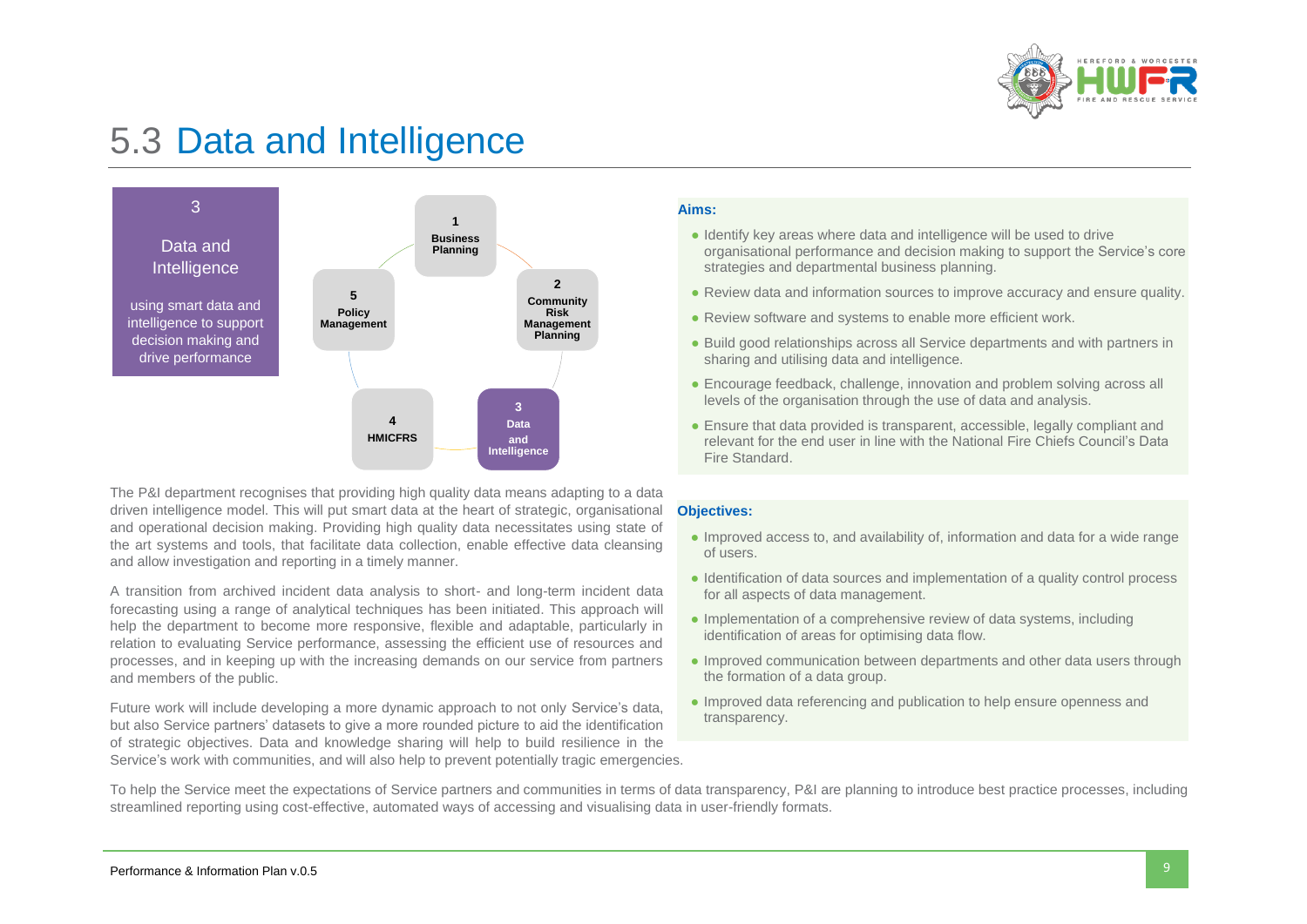# 5.3 Data and Intelligence

3

Data and Intelligence

using smart data and intelligence to support decision making and drive performance

1 Business Planning

2 Community Risk Management Planning

3 Data and Intelligence

4 HMICFRS

5 Policy Management

**Aims:**

- Identify key areas where data and intelligence will be used to drive organisational performance and decision making to support the Service's core strategies and departmental business planning.
- Review data and information sources to improve accuracy and ensure quality.
- Review software and systems to enable more efficient work.
- Build good relationships across all Service departments and with partners in sharing and utilising data and intelligence.
- Encourage feedback, challenge, innovation and problem solving across all levels of the organisation through the use of data and analysis.
- Ensure that data provided is transparent, accessible, legally compliant and relevant for the end user in line with the National Fire Chiefs Council's Data Fire Standard.

**Objectives:**

- Improved access to, and availability of, information and data for a wide range of users.
- Identification of data sources and implementation of a quality control process for all aspects of data management.
- Implementation of a comprehensive review of data systems, including identification of areas for optimising data flow.
- Improved communication between departments and other data users through the formation of a data group.
- Improved data referencing and publication to help ensure openness and transparency.

The P&I department recognises that providing high quality data means adapting to a data driven intelligence model. This will put smart data at the heart of strategic, organisational and operational decision making. Providing high quality data necessitates using state of the art systems and tools, that facilitate data collection, enable effective data cleansing and allow investigation and reporting in a timely manner.

A transition from archived incident data analysis to short- and long-term incident data forecasting using a range of analytical techniques has been initiated. This approach will help the department to become more responsive, flexible and adaptable, particularly in relation to evaluating Service performance, assessing the efficient use of resources and processes, and in keeping up with the increasing demands on our service from partners and members of the public.

Future work will include developing a more dynamic approach to not only Service's data, but also Service partners' datasets to give a more rounded picture to aid the identification of strategic objectives. Data and knowledge sharing will help to build resilience in the Service's work with communities, and will also help to prevent potentially tragic emergencies.

To help the Service meet the expectations of Service partners and communities in terms of data transparency, P&I are planning to introduce best practice processes, including streamlined reporting using cost-effective, automated ways of accessing and visualising data in user-friendly formats.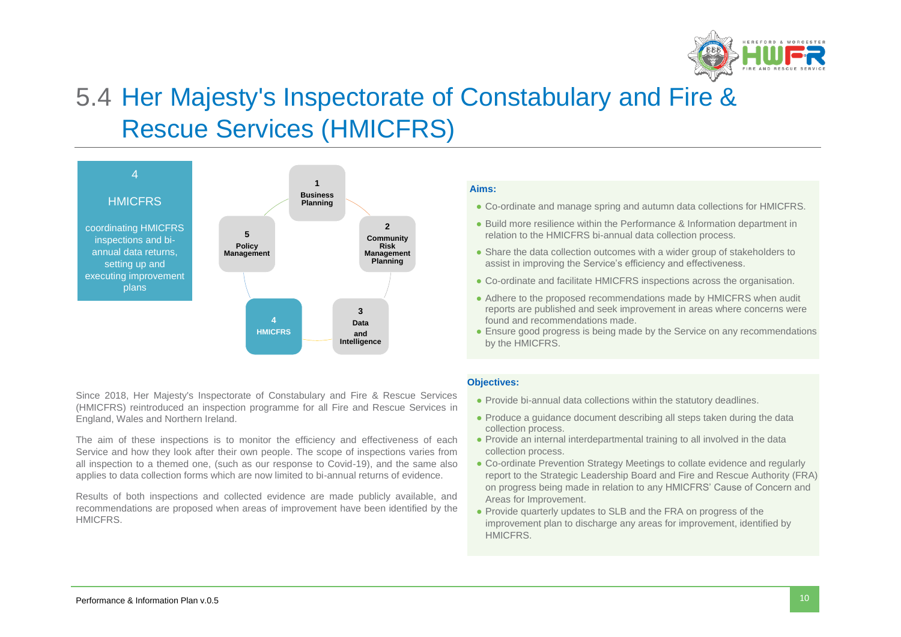# 5.4 Her Majesty's Inspectorate of Constabulary and Fire & Rescue Services (HMICFRS)

4

HMICFRS

coordinating HMICFRS inspections and bi-annual data returns, setting up and executing improvement plans

1 **Business Planning**

2 **Community Risk Management Planning**

3 **Data and Intelligence**

4 **HMICFRS**

5 **Policy Management**

**Aims:**

- Co-ordinate and manage spring and autumn data collections for HMICFRS.
- Build more resilience within the Performance & Information department in relation to the HMICFRS bi-annual data collection process.
- Share the data collection outcomes with a wider group of stakeholders to assist in improving the Service's efficiency and effectiveness.
- Co-ordinate and facilitate HMICFRS inspections across the organisation.
- Adhere to the proposed recommendations made by HMICFRS when audit reports are published and seek improvement in areas where concerns were found and recommendations made.
- Ensure good progress is being made by the Service on any recommendations by the HMICFRS.

Since 2018, Her Majesty's Inspectorate of Constabulary and Fire & Rescue Services (HMICFRS) reintroduced an inspection programme for all Fire and Rescue Services in England, Wales and Northern Ireland.

The aim of these inspections is to monitor the efficiency and effectiveness of each Service and how they look after their own people. The scope of inspections varies from all inspection to a themed one, (such as our response to Covid-19), and the same also applies to data collection forms which are now limited to bi-annual returns of evidence.

Results of both inspections and collected evidence are made publicly available, and recommendations are proposed when areas of improvement have been identified by the HMICFRS.

**Objectives:**

- Provide bi-annual data collections within the statutory deadlines.
- Produce a guidance document describing all steps taken during the data collection process.
- Provide an internal interdepartmental training to all involved in the data collection process.
- Co-ordinate Prevention Strategy Meetings to collate evidence and regularly report to the Strategic Leadership Board and Fire and Rescue Authority (FRA) on progress being made in relation to any HMICFRS' Cause of Concern and Areas for Improvement.
- Provide quarterly updates to SLB and the FRA on progress of the improvement plan to discharge any areas for improvement, identified by HMICFRS.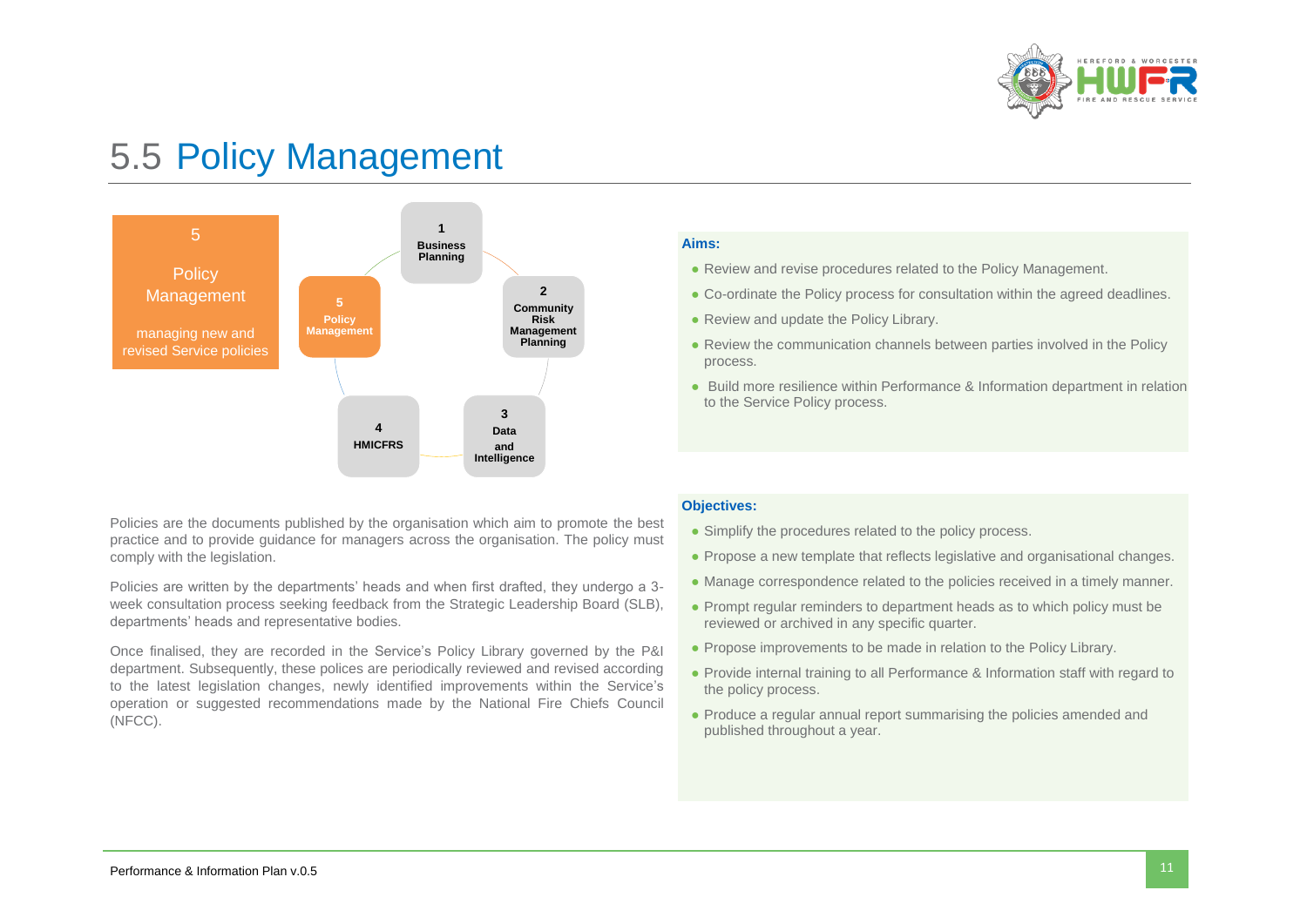# 5.5 Policy Management

**5**

**Policy Management**

managing new and revised Service policies

1 Business Planning — 2 Community Risk Management Planning — 3 Data and Intelligence — 4 HMICFRS — 5 Policy Management

Policies are the documents published by the organisation which aim to promote the best practice and to provide guidance for managers across the organisation. The policy must comply with the legislation.

Policies are written by the departments' heads and when first drafted, they undergo a 3-week consultation process seeking feedback from the Strategic Leadership Board (SLB), departments' heads and representative bodies.

Once finalised, they are recorded in the Service's Policy Library governed by the P&I department. Subsequently, these polices are periodically reviewed and revised according to the latest legislation changes, newly identified improvements within the Service's operation or suggested recommendations made by the National Fire Chiefs Council (NFCC).

**Aims:**

- Review and revise procedures related to the Policy Management.
- Co-ordinate the Policy process for consultation within the agreed deadlines.
- Review and update the Policy Library.
- Review the communication channels between parties involved in the Policy process.
- Build more resilience within Performance & Information department in relation to the Service Policy process.

**Objectives:**

- Simplify the procedures related to the policy process.
- Propose a new template that reflects legislative and organisational changes.
- Manage correspondence related to the policies received in a timely manner.
- Prompt regular reminders to department heads as to which policy must be reviewed or archived in any specific quarter.
- Propose improvements to be made in relation to the Policy Library.
- Provide internal training to all Performance & Information staff with regard to the policy process.
- Produce a regular annual report summarising the policies amended and published throughout a year.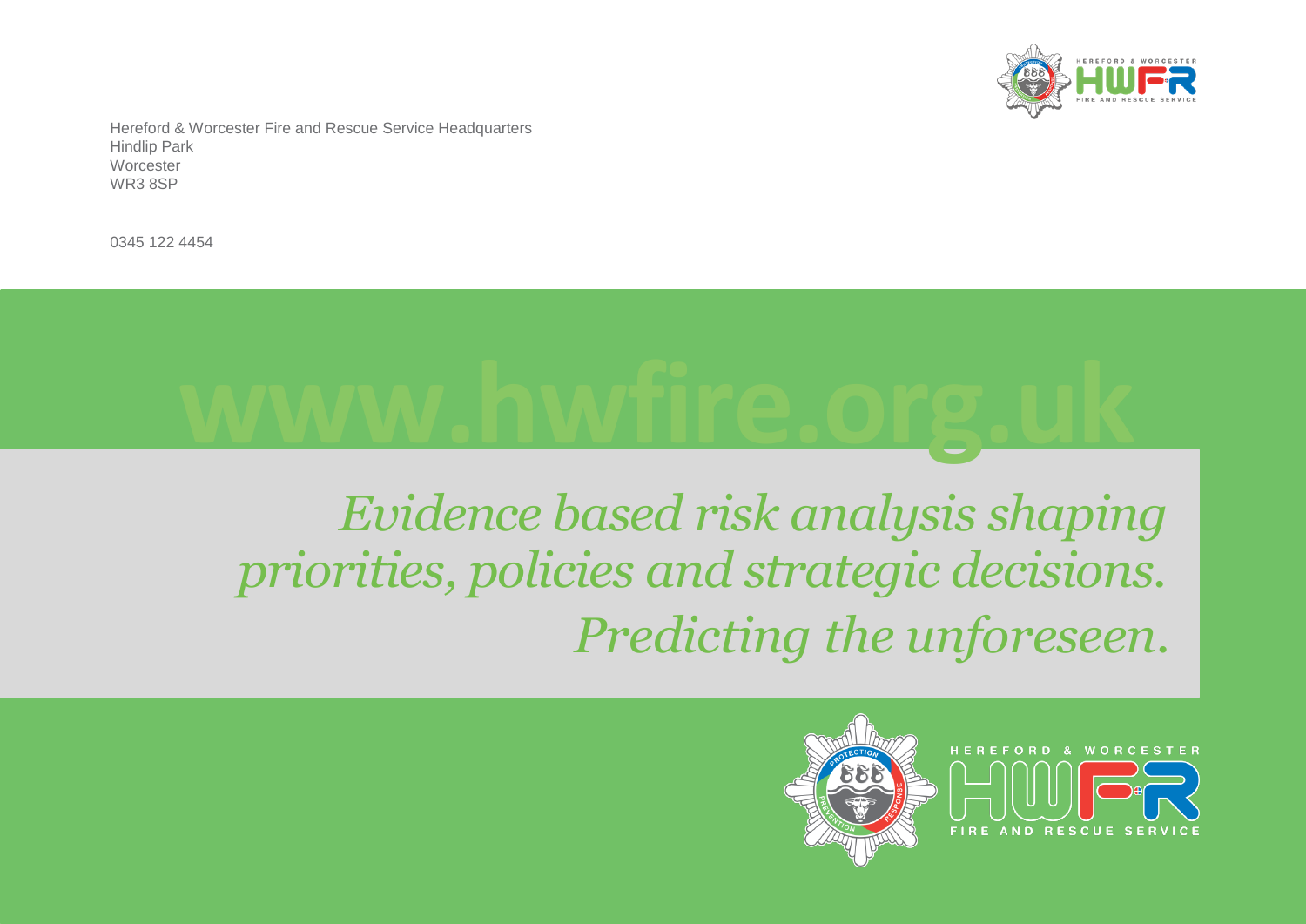Hereford & Worcester Fire and Rescue Service Headquarters
Hindlip Park
Worcester
WR3 8SP

0345 122 4454

www.hwfire.org.uk

*Evidence based risk analysis shaping priorities, policies and strategic decisions. Predicting the unforeseen.*

HEREFORD & WORCESTER HWFR FIRE AND RESCUE SERVICE